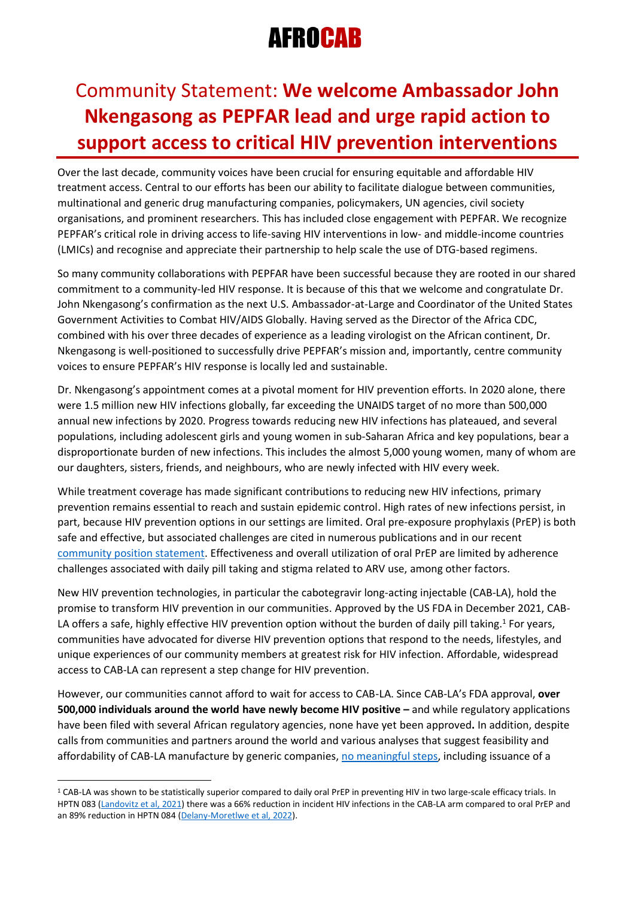# AFROCAB

# Community Statement: **We welcome Ambassador John Nkengasong as PEPFAR lead and urge rapid action to support access to critical HIV prevention interventions**

Over the last decade, community voices have been crucial for ensuring equitable and affordable HIV treatment access. Central to our efforts has been our ability to facilitate dialogue between communities, multinational and generic drug manufacturing companies, policymakers, UN agencies, civil society organisations, and prominent researchers. This has included close engagement with PEPFAR. We recognize PEPFAR's critical role in driving access to life-saving HIV interventions in low- and middle-income countries (LMICs) and recognise and appreciate their partnership to help scale the use of DTG-based regimens.

So many community collaborations with PEPFAR have been successful because they are rooted in our shared commitment to a community-led HIV response. It is because of this that we welcome and congratulate Dr. John Nkengasong's confirmation as the next U.S. Ambassador-at-Large and Coordinator of the United States Government Activities to Combat HIV/AIDS Globally. Having served as the Director of the Africa CDC, combined with his over three decades of experience as a leading virologist on the African continent, Dr. Nkengasong is well-positioned to successfully drive PEPFAR's mission and, importantly, centre community voices to ensure PEPFAR's HIV response is locally led and sustainable.

Dr. Nkengasong's appointment comes at a pivotal moment for HIV prevention efforts. In 2020 alone, there were 1.5 million new HIV infections globally, far exceeding the UNAIDS target of no more than 500,000 annual new infections by 2020. Progress towards reducing new HIV infections has plateaued, and several populations, including adolescent girls and young women in sub-Saharan Africa and key populations, bear a disproportionate burden of new infections. This includes the almost 5,000 young women, many of whom are our daughters, sisters, friends, and neighbours, who are newly infected with HIV every week.

While treatment coverage has made significant contributions to reducing new HIV infections, primary prevention remains essential to reach and sustain epidemic control. High rates of new infections persist, in part, because HIV prevention options in our settings are limited. Oral pre-exposure prophylaxis (PrEP) is both safe and effective, but associated challenges are cited in numerous publications and in our recent community position statement. Effectiveness and overall utilization of oral PrEP are limited by adherence challenges associated with daily pill taking and stigma related to ARV use, among other factors.

New HIV prevention technologies, in particular the cabotegravir long-acting injectable (CAB-LA), hold the promise to transform HIV prevention in our communities. Approved by the US FDA in December 2021, CAB-LA offers a safe, highly effective HIV prevention option without the burden of daily pill taking.[1] For years, communities have advocated for diverse HIV prevention options that respond to the needs, lifestyles, and unique experiences of our community members at greatest risk for HIV infection. Affordable, widespread access to CAB-LA can represent a step change for HIV prevention.

However, our communities cannot afford to wait for access to CAB-LA. Since CAB-LA's FDA approval, **over 500,000 individuals around the world have newly become HIV positive –** and while regulatory applications have been filed with several African regulatory agencies, none have yet been approved**.** In addition, despite calls from communities and partners around the world and various analyses that suggest feasibility and affordability of CAB-LA manufacture by generic companies, no meaningful steps, including issuance of a

---

[1] CAB-LA was shown to be statistically superior compared to daily oral PrEP in preventing HIV in two large-scale efficacy trials. In HPTN 083 (Landovitz et al, 2021) there was a 66% reduction in incident HIV infections in the CAB-LA arm compared to oral PrEP and an 89% reduction in HPTN 084 (Delany-Moretlwe et al, 2022).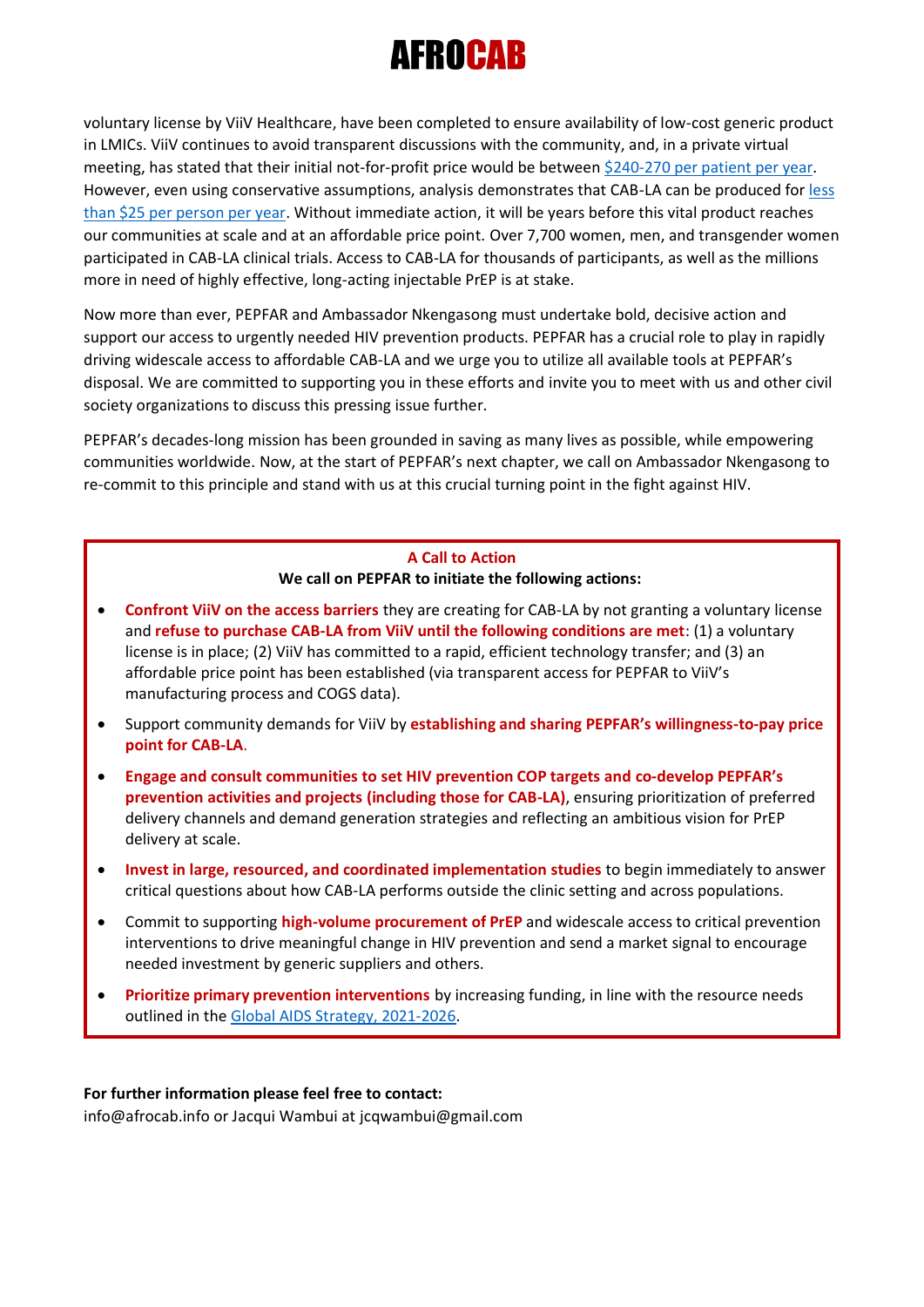voluntary license by ViiV Healthcare, have been completed to ensure availability of low-cost generic product in LMICs. ViiV continues to avoid transparent discussions with the community, and, in a private virtual meeting, has stated that their initial not-for-profit price would be between $240-270 per patient per year. However, even using conservative assumptions, analysis demonstrates that CAB-LA can be produced for less than $25 per person per year. Without immediate action, it will be years before this vital product reaches our communities at scale and at an affordable price point. Over 7,700 women, men, and transgender women participated in CAB-LA clinical trials. Access to CAB-LA for thousands of participants, as well as the millions more in need of highly effective, long-acting injectable PrEP is at stake.

Now more than ever, PEPFAR and Ambassador Nkengasong must undertake bold, decisive action and support our access to urgently needed HIV prevention products. PEPFAR has a crucial role to play in rapidly driving widescale access to affordable CAB-LA and we urge you to utilize all available tools at PEPFAR's disposal. We are committed to supporting you in these efforts and invite you to meet with us and other civil society organizations to discuss this pressing issue further.

PEPFAR's decades-long mission has been grounded in saving as many lives as possible, while empowering communities worldwide. Now, at the start of PEPFAR's next chapter, we call on Ambassador Nkengasong to re-commit to this principle and stand with us at this crucial turning point in the fight against HIV.

## A Call to Action

**We call on PEPFAR to initiate the following actions:**

- **Confront ViiV on the access barriers** they are creating for CAB-LA by not granting a voluntary license and **refuse to purchase CAB-LA from ViiV until the following conditions are met**: (1) a voluntary license is in place; (2) ViiV has committed to a rapid, efficient technology transfer; and (3) an affordable price point has been established (via transparent access for PEPFAR to ViiV's manufacturing process and COGS data).
- Support community demands for ViiV by **establishing and sharing PEPFAR's willingness-to-pay price point for CAB-LA**.
- **Engage and consult communities to set HIV prevention COP targets and co-develop PEPFAR's prevention activities and projects (including those for CAB-LA)**, ensuring prioritization of preferred delivery channels and demand generation strategies and reflecting an ambitious vision for PrEP delivery at scale.
- **Invest in large, resourced, and coordinated implementation studies** to begin immediately to answer critical questions about how CAB-LA performs outside the clinic setting and across populations.
- Commit to supporting **high-volume procurement of PrEP** and widescale access to critical prevention interventions to drive meaningful change in HIV prevention and send a market signal to encourage needed investment by generic suppliers and others.
- **Prioritize primary prevention interventions** by increasing funding, in line with the resource needs outlined in the Global AIDS Strategy, 2021-2026.

**For further information please feel free to contact:**
info@afrocab.info or Jacqui Wambui at jcqwambui@gmail.com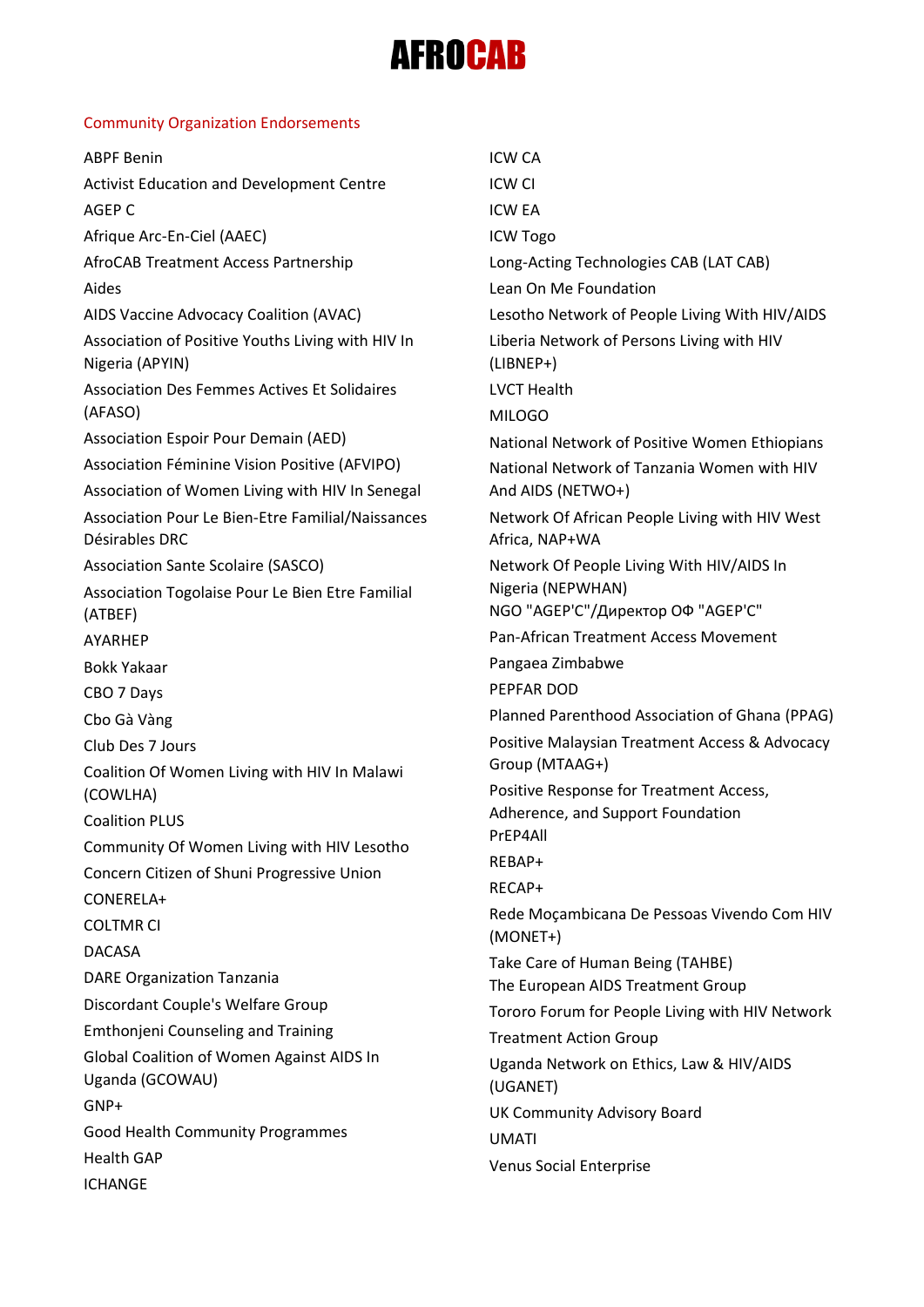# AFROCAB

## Community Organization Endorsements

ABPF Benin
Activist Education and Development Centre
AGEP C
Afrique Arc-En-Ciel (AAEC)
AfroCAB Treatment Access Partnership
Aides
AIDS Vaccine Advocacy Coalition (AVAC)
Association of Positive Youths Living with HIV In Nigeria (APYIN)
Association Des Femmes Actives Et Solidaires (AFASO)
Association Espoir Pour Demain (AED)
Association Féminine Vision Positive (AFVIPO)
Association of Women Living with HIV In Senegal
Association Pour Le Bien-Etre Familial/Naissances Désirables DRC
Association Sante Scolaire (SASCO)
Association Togolaise Pour Le Bien Etre Familial (ATBEF)
AYARHEP
Bokk Yakaar
CBO 7 Days
Cbo Gà Vàng
Club Des 7 Jours
Coalition Of Women Living with HIV In Malawi (COWLHA)
Coalition PLUS
Community Of Women Living with HIV Lesotho
Concern Citizen of Shuni Progressive Union
CONERELA+
COLTMR CI
DACASA
DARE Organization Tanzania
Discordant Couple's Welfare Group
Emthonjeni Counseling and Training
Global Coalition of Women Against AIDS In Uganda (GCOWAU)
GNP+
Good Health Community Programmes
Health GAP
ICHANGE
ICW CA
ICW CI
ICW EA
ICW Togo
Long-Acting Technologies CAB (LAT CAB)
Lean On Me Foundation
Lesotho Network of People Living With HIV/AIDS
Liberia Network of Persons Living with HIV (LIBNEP+)
LVCT Health
MILOGO
National Network of Positive Women Ethiopians
National Network of Tanzania Women with HIV And AIDS (NETWO+)
Network Of African People Living with HIV West Africa, NAP+WA
Network Of People Living With HIV/AIDS In Nigeria (NEPWHAN)
NGO "AGEP'C"/Директор ОФ "AGEP'C"
Pan-African Treatment Access Movement
Pangaea Zimbabwe
PEPFAR DOD
Planned Parenthood Association of Ghana (PPAG)
Positive Malaysian Treatment Access & Advocacy Group (MTAAG+)
Positive Response for Treatment Access, Adherence, and Support Foundation
PrEP4All
REBAP+
RECAP+
Rede Moçambicana De Pessoas Vivendo Com HIV (MONET+)
Take Care of Human Being (TAHBE)
The European AIDS Treatment Group
Tororo Forum for People Living with HIV Network
Treatment Action Group
Uganda Network on Ethics, Law & HIV/AIDS (UGANET)
UK Community Advisory Board
UMATI
Venus Social Enterprise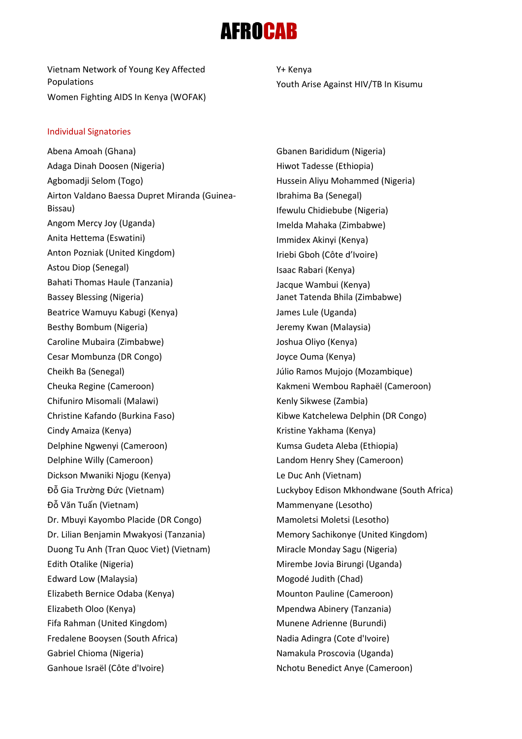Vietnam Network of Young Key Affected Populations
Women Fighting AIDS In Kenya (WOFAK)
Y+ Kenya
Youth Arise Against HIV/TB In Kisumu

## Individual Signatories

Abena Amoah (Ghana)
Adaga Dinah Doosen (Nigeria)
Agbomadji Selom (Togo)
Airton Valdano Baessa Dupret Miranda (Guinea-Bissau)
Angom Mercy Joy (Uganda)
Anita Hettema (Eswatini)
Anton Pozniak (United Kingdom)
Astou Diop (Senegal)
Bahati Thomas Haule (Tanzania)
Bassey Blessing (Nigeria)
Beatrice Wamuyu Kabugi (Kenya)
Besthy Bombum (Nigeria)
Caroline Mubaira (Zimbabwe)
Cesar Mombunza (DR Congo)
Cheikh Ba (Senegal)
Cheuka Regine (Cameroon)
Chifuniro Misomali (Malawi)
Christine Kafando (Burkina Faso)
Cindy Amaiza (Kenya)
Delphine Ngwenyi (Cameroon)
Delphine Willy (Cameroon)
Dickson Mwaniki Njogu (Kenya)
Đỗ Gia Trường Đức (Vietnam)
Đỗ Văn Tuấn (Vietnam)
Dr. Mbuyi Kayombo Placide (DR Congo)
Dr. Lilian Benjamin Mwakyosi (Tanzania)
Duong Tu Anh (Tran Quoc Viet) (Vietnam)
Edith Otalike (Nigeria)
Edward Low (Malaysia)
Elizabeth Bernice Odaba (Kenya)
Elizabeth Oloo (Kenya)
Fifa Rahman (United Kingdom)
Fredalene Booysen (South Africa)
Gabriel Chioma (Nigeria)
Ganhoue Israël (Côte d'Ivoire)
Gbanen Baridibum (Nigeria)
Hiwot Tadesse (Ethiopia)
Hussein Aliyu Mohammed (Nigeria)
Ibrahima Ba (Senegal)
Ifewulu Chidiebube (Nigeria)
Imelda Mahaka (Zimbabwe)
Immidex Akinyi (Kenya)
Iriebi Gboh (Côte d'Ivoire)
Isaac Rabari (Kenya)
Jacque Wambui (Kenya)
Janet Tatenda Bhila (Zimbabwe)
James Lule (Uganda)
Jeremy Kwan (Malaysia)
Joshua Oliyo (Kenya)
Joyce Ouma (Kenya)
Júlio Ramos Mujojo (Mozambique)
Kakmeni Wembou Raphaël (Cameroon)
Kenly Sikwese (Zambia)
Kibwe Katchelewa Delphin (DR Congo)
Kristine Yakhama (Kenya)
Kumsa Gudeta Aleba (Ethiopia)
Landom Henry Shey (Cameroon)
Le Duc Anh (Vietnam)
Luckyboy Edison Mkhondwane (South Africa)
Mammenyane (Lesotho)
Mamoletsi Moletsi (Lesotho)
Memory Sachikonye (United Kingdom)
Miracle Monday Sagu (Nigeria)
Mirembe Jovia Birungi (Uganda)
Mogodé Judith (Chad)
Mounton Pauline (Cameroon)
Mpendwa Abinery (Tanzania)
Munene Adrienne (Burundi)
Nadia Adingra (Cote d'Ivoire)
Namakula Proscovia (Uganda)
Nchotu Benedict Anye (Cameroon)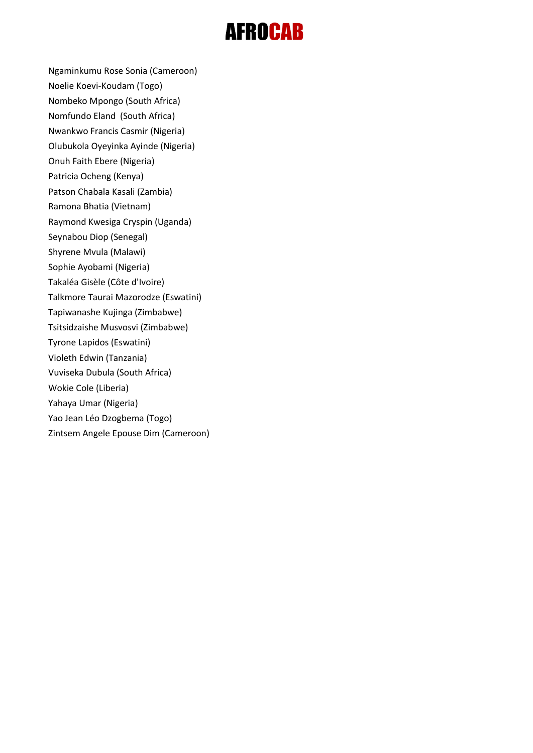Ngaminkumu Rose Sonia (Cameroon)
Noelie Koevi-Koudam (Togo)
Nombeko Mpongo (South Africa)
Nomfundo Eland (South Africa)
Nwankwo Francis Casmir (Nigeria)
Olubukola Oyeyinka Ayinde (Nigeria)
Onuh Faith Ebere (Nigeria)
Patricia Ocheng (Kenya)
Patson Chabala Kasali (Zambia)
Ramona Bhatia (Vietnam)
Raymond Kwesiga Cryspin (Uganda)
Seynabou Diop (Senegal)
Shyrene Mvula (Malawi)
Sophie Ayobami (Nigeria)
Takaléa Gisèle (Côte d'Ivoire)
Talkmore Taurai Mazorodze (Eswatini)
Tapiwanashe Kujinga (Zimbabwe)
Tsitsidzaishe Musvosvi (Zimbabwe)
Tyrone Lapidos (Eswatini)
Violeth Edwin (Tanzania)
Vuviseka Dubula (South Africa)
Wokie Cole (Liberia)
Yahaya Umar (Nigeria)
Yao Jean Léo Dzogbema (Togo)
Zintsem Angele Epouse Dim (Cameroon)